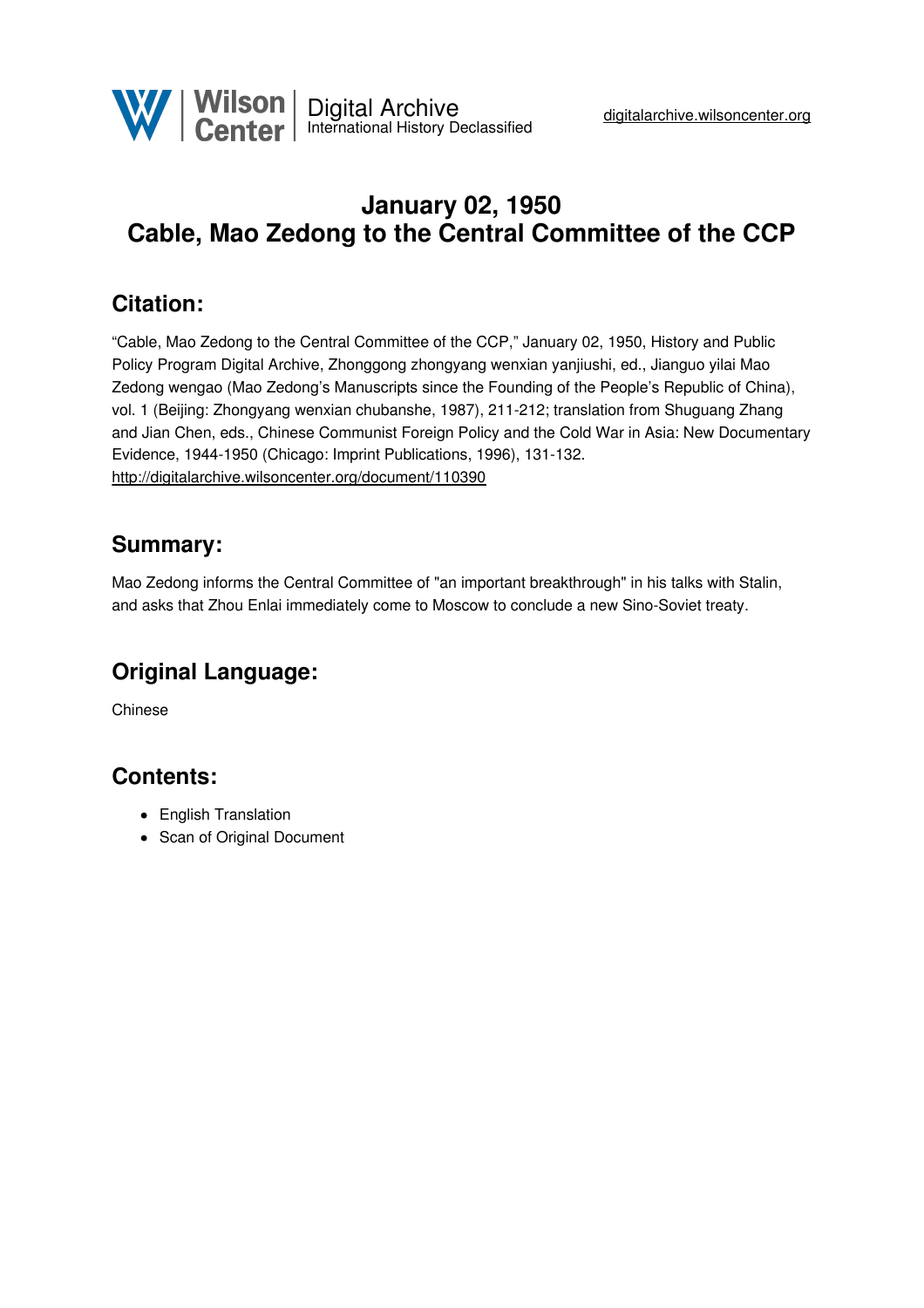# January 02, 1950
# Cable, Mao Zedong to the Central Committee of the CCP

## Citation:

"Cable, Mao Zedong to the Central Committee of the CCP," January 02, 1950, History and Public Policy Program Digital Archive, Zhonggong zhongyang wenxian yanjiushi, ed., Jianguo yilai Mao Zedong wengao (Mao Zedong's Manuscripts since the Founding of the People's Republic of China), vol. 1 (Beijing: Zhongyang wenxian chubanshe, 1987), 211-212; translation from Shuguang Zhang and Jian Chen, eds., Chinese Communist Foreign Policy and the Cold War in Asia: New Documentary Evidence, 1944-1950 (Chicago: Imprint Publications, 1996), 131-132.
http://digitalarchive.wilsoncenter.org/document/110390

## Summary:

Mao Zedong informs the Central Committee of "an important breakthrough" in his talks with Stalin, and asks that Zhou Enlai immediately come to Moscow to conclude a new Sino-Soviet treaty.

## Original Language:

Chinese

## Contents:

- English Translation
- Scan of Original Document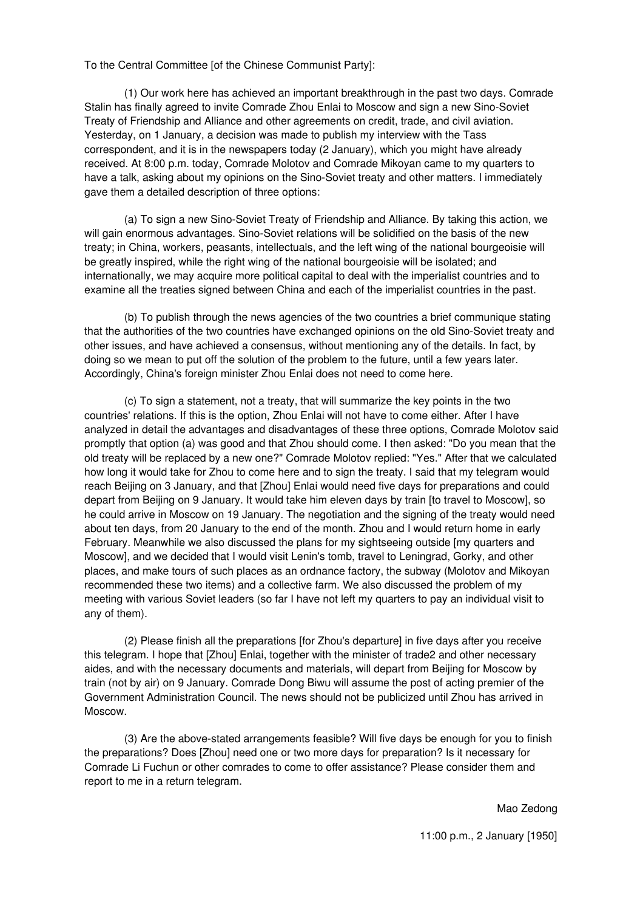To the Central Committee [of the Chinese Communist Party]:

(1) Our work here has achieved an important breakthrough in the past two days. Comrade Stalin has finally agreed to invite Comrade Zhou Enlai to Moscow and sign a new Sino-Soviet Treaty of Friendship and Alliance and other agreements on credit, trade, and civil aviation. Yesterday, on 1 January, a decision was made to publish my interview with the Tass correspondent, and it is in the newspapers today (2 January), which you might have already received. At 8:00 p.m. today, Comrade Molotov and Comrade Mikoyan came to my quarters to have a talk, asking about my opinions on the Sino-Soviet treaty and other matters. I immediately gave them a detailed description of three options:

(a) To sign a new Sino-Soviet Treaty of Friendship and Alliance. By taking this action, we will gain enormous advantages. Sino-Soviet relations will be solidified on the basis of the new treaty; in China, workers, peasants, intellectuals, and the left wing of the national bourgeoisie will be greatly inspired, while the right wing of the national bourgeoisie will be isolated; and internationally, we may acquire more political capital to deal with the imperialist countries and to examine all the treaties signed between China and each of the imperialist countries in the past.

(b) To publish through the news agencies of the two countries a brief communique stating that the authorities of the two countries have exchanged opinions on the old Sino-Soviet treaty and other issues, and have achieved a consensus, without mentioning any of the details. In fact, by doing so we mean to put off the solution of the problem to the future, until a few years later. Accordingly, China's foreign minister Zhou Enlai does not need to come here.

(c) To sign a statement, not a treaty, that will summarize the key points in the two countries' relations. If this is the option, Zhou Enlai will not have to come either. After I have analyzed in detail the advantages and disadvantages of these three options, Comrade Molotov said promptly that option (a) was good and that Zhou should come. I then asked: "Do you mean that the old treaty will be replaced by a new one?" Comrade Molotov replied: "Yes." After that we calculated how long it would take for Zhou to come here and to sign the treaty. I said that my telegram would reach Beijing on 3 January, and that [Zhou] Enlai would need five days for preparations and could depart from Beijing on 9 January. It would take him eleven days by train [to travel to Moscow], so he could arrive in Moscow on 19 January. The negotiation and the signing of the treaty would need about ten days, from 20 January to the end of the month. Zhou and I would return home in early February. Meanwhile we also discussed the plans for my sightseeing outside [my quarters and Moscow], and we decided that I would visit Lenin's tomb, travel to Leningrad, Gorky, and other places, and make tours of such places as an ordnance factory, the subway (Molotov and Mikoyan recommended these two items) and a collective farm. We also discussed the problem of my meeting with various Soviet leaders (so far I have not left my quarters to pay an individual visit to any of them).

(2) Please finish all the preparations [for Zhou's departure] in five days after you receive this telegram. I hope that [Zhou] Enlai, together with the minister of trade2 and other necessary aides, and with the necessary documents and materials, will depart from Beijing for Moscow by train (not by air) on 9 January. Comrade Dong Biwu will assume the post of acting premier of the Government Administration Council. The news should not be publicized until Zhou has arrived in Moscow.

(3) Are the above-stated arrangements feasible? Will five days be enough for you to finish the preparations? Does [Zhou] need one or two more days for preparation? Is it necessary for Comrade Li Fuchun or other comrades to come to offer assistance? Please consider them and report to me in a return telegram.

Mao Zedong

11:00 p.m., 2 January [1950]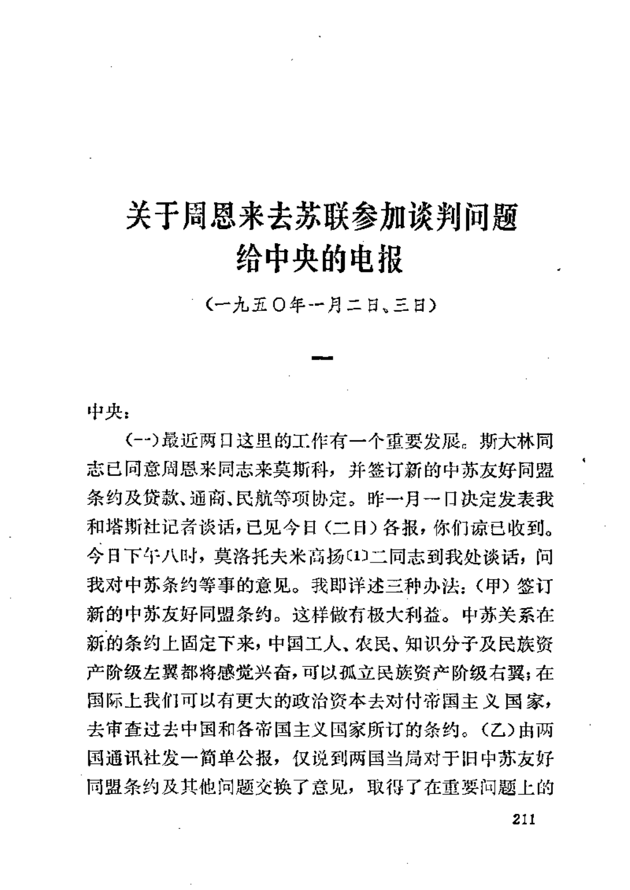# 关于周恩来去苏联参加谈判问题给中央的电报

（一九五〇年一月二日、三日）

## 一

中央：

（一）最近两日这里的工作有一个重要发展。斯大林同志已同意周恩来同志来莫斯科，并签订新的中苏友好同盟条约及贷款、通商、民航等项协定。昨一月一日决定发表我和塔斯社记者谈话，已见今日（二日）各报，你们谅已收到。今日下午八时，莫洛托夫米高扬[1]二同志到我处谈话，问我对中苏条约等事的意见。我即详述三种办法：（甲）签订新的中苏友好同盟条约。这样做有极大利益。中苏关系在新的条约上固定下来，中国工人、农民、知识分子及民族资产阶级左翼都将感觉兴奋，可以孤立民族资产阶级右翼；在国际上我们可以有更大的政治资本去对付帝国主义国家，去审查过去中国和各帝国主义国家所订的条约。（乙）由两国通讯社发一简单公报，仅说到两国当局对于旧中苏友好同盟条约及其他问题交换了意见，取得了在重要问题上的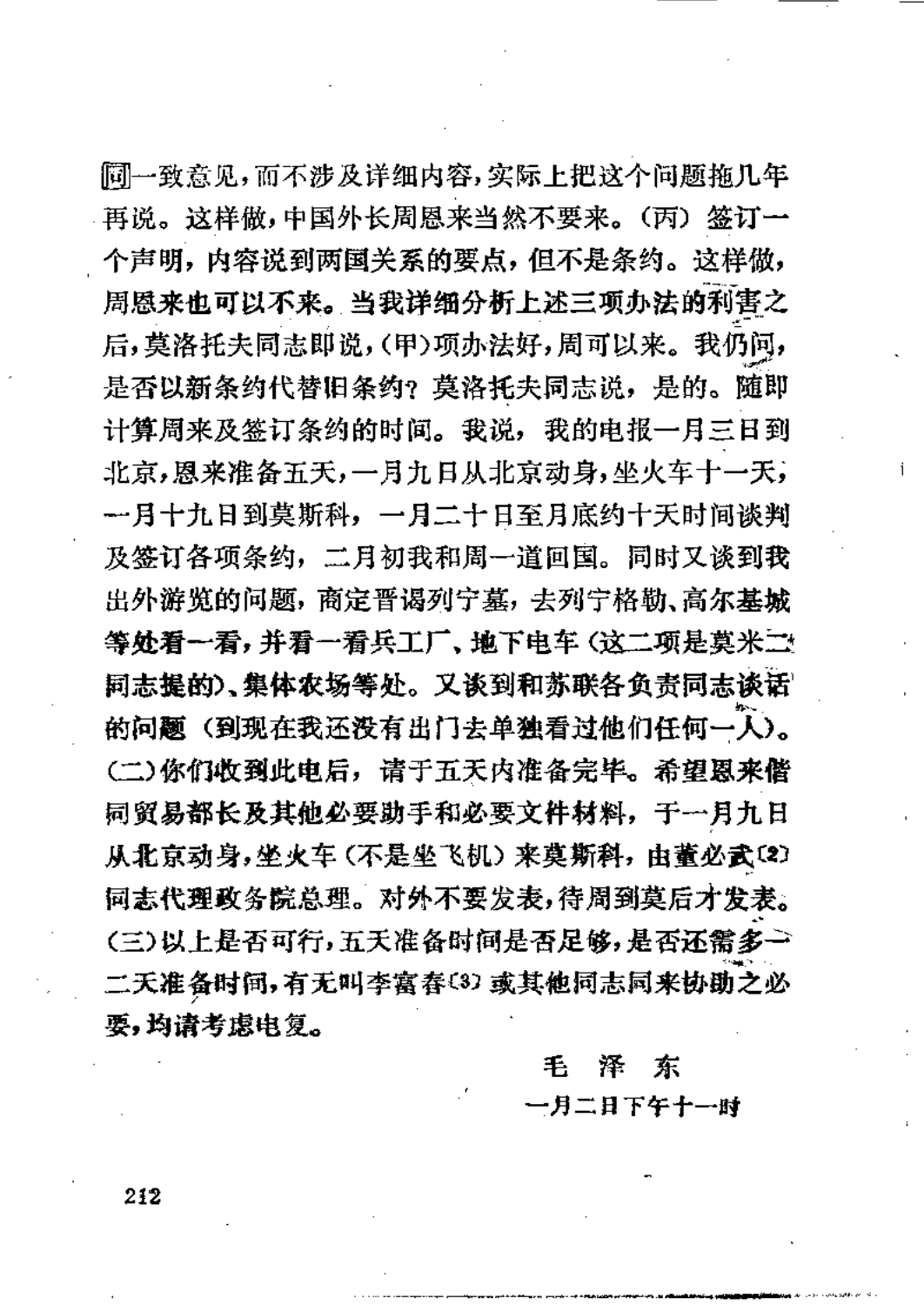同一致意见，而不涉及详细内容，实际上把这个问题拖几年再说。这样做，中国外长周恩来当然不要来。（丙）签订一个声明，内容说到两国关系的要点，但不是条约。这样做，周恩来也可以不来。当我详细分析上述三项办法的利害之后，莫洛托夫同志即说，（甲）项办法好，周可以来。我仍问，是否以新条约代替旧条约？莫洛托夫同志说，是的。随即计算周来及签订条约的时间。我说，我的电报一月三日到北京，恩来准备五天，一月九日从北京动身，坐火车十一天，一月十九日到莫斯科，一月二十日至月底约十天时间谈判及签订各项条约，二月初我和周一道回国。同时又谈到我出外游览的问题，商定晋谒列宁墓，去列宁格勒、高尔基城等处看一看，并看一看兵工厂、地下电车（这二项是莫米二同志提的）、集体农场等处。又谈到和苏联各负责同志谈话的问题（到现在我还没有出门去单独看过他们任何一人）。（二）你们收到此电后，请于五天内准备完毕。希望恩来偕同贸易部长及其他必要助手和必要文件材料，于一月九日从北京动身，坐火车（不是坐飞机）来莫斯科，由董必武[2]同志代理政务院总理。对外不要发表，待周到莫后才发表。（三）以上是否可行，五天准备时间是否足够，是否还需多一二天准备时间，有无叫李富春[3]或其他同志同来协助之必要，均请考虑电复。

毛　泽　东

一月二日下午十一时